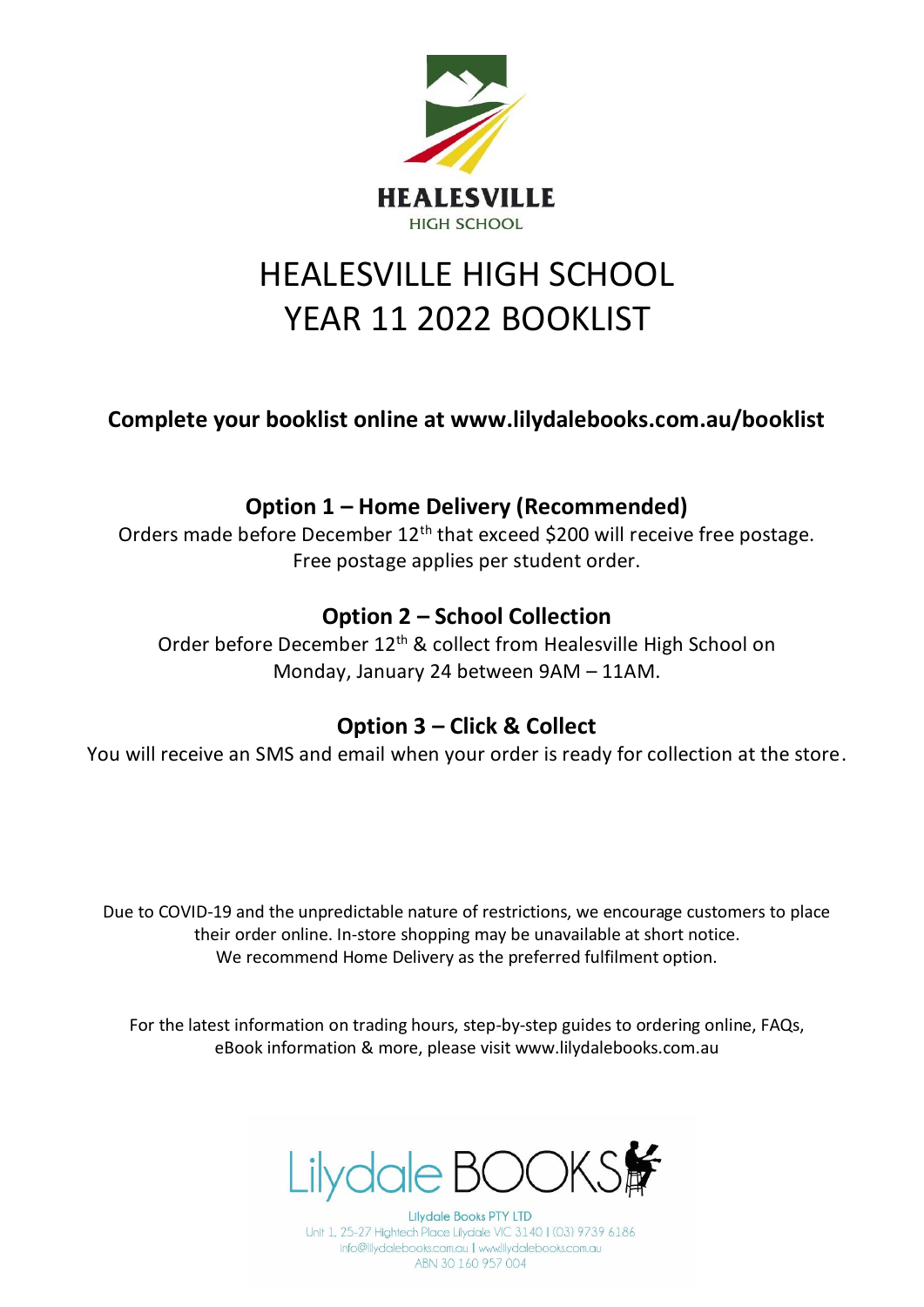HEALESVILLE
HIGH SCHOOL

# HEALESVILLE HIGH SCHOOL
# YEAR 11 2022 BOOKLIST

**Complete your booklist online at www.lilydalebooks.com.au/booklist**

### Option 1 – Home Delivery (Recommended)

Orders made before December 12th that exceed $200 will receive free postage.
Free postage applies per student order.

### Option 2 – School Collection

Order before December 12th & collect from Healesville High School on Monday, January 24 between 9AM – 11AM.

### Option 3 – Click & Collect

You will receive an SMS and email when your order is ready for collection at the store.

Due to COVID-19 and the unpredictable nature of restrictions, we encourage customers to place their order online. In-store shopping may be unavailable at short notice.
We recommend Home Delivery as the preferred fulfilment option.

For the latest information on trading hours, step-by-step guides to ordering online, FAQs, eBook information & more, please visit www.lilydalebooks.com.au

Lilydale BOOKS

Lilydale Books PTY LTD
Unit 1, 25-27 Hightech Place Lilydale VIC 3140 | (03) 9739 6186
info@lilydalebooks.com.au | www.lilydalebooks.com.au
ABN 30 160 957 004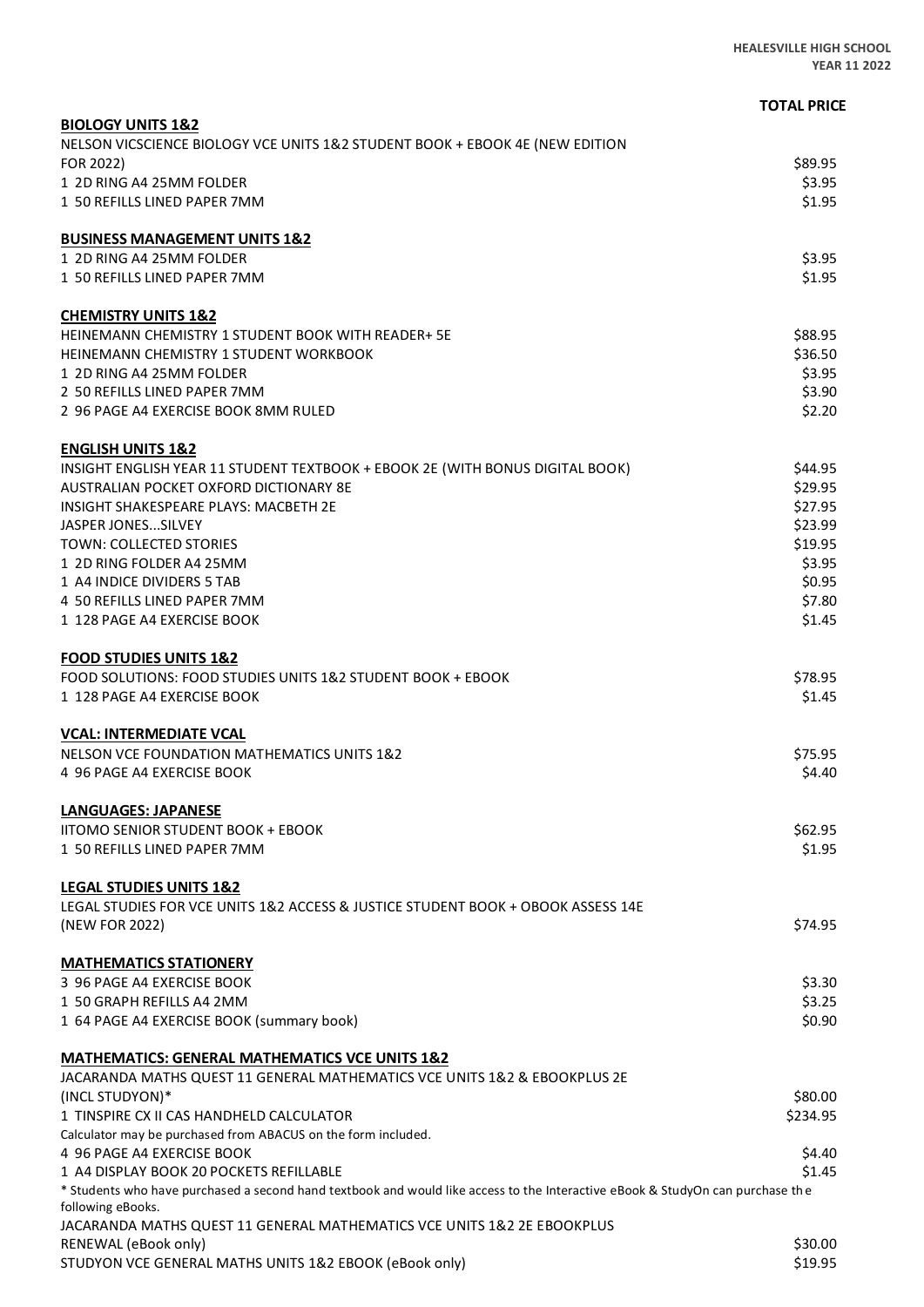HEALESVILLE HIGH SCHOOL
YEAR 11 2022

| | TOTAL PRICE |
|---|---|
| **BIOLOGY UNITS 1&2** | |
| NELSON VICSCIENCE BIOLOGY VCE UNITS 1&2 STUDENT BOOK + EBOOK 4E (NEW EDITION FOR 2022) | $89.95 |
| 1 2D RING A4 25MM FOLDER | $3.95 |
| 1 50 REFILLS LINED PAPER 7MM | $1.95 |
| **BUSINESS MANAGEMENT UNITS 1&2** | |
| 1 2D RING A4 25MM FOLDER | $3.95 |
| 1 50 REFILLS LINED PAPER 7MM | $1.95 |
| **CHEMISTRY UNITS 1&2** | |
| HEINEMANN CHEMISTRY 1 STUDENT BOOK WITH READER+ 5E | $88.95 |
| HEINEMANN CHEMISTRY 1 STUDENT WORKBOOK | $36.50 |
| 1 2D RING A4 25MM FOLDER | $3.95 |
| 2 50 REFILLS LINED PAPER 7MM | $3.90 |
| 2 96 PAGE A4 EXERCISE BOOK 8MM RULED | $2.20 |
| **ENGLISH UNITS 1&2** | |
| INSIGHT ENGLISH YEAR 11 STUDENT TEXTBOOK + EBOOK 2E (WITH BONUS DIGITAL BOOK) | $44.95 |
| AUSTRALIAN POCKET OXFORD DICTIONARY 8E | $29.95 |
| INSIGHT SHAKESPEARE PLAYS: MACBETH 2E | $27.95 |
| JASPER JONES...SILVEY | $23.99 |
| TOWN: COLLECTED STORIES | $19.95 |
| 1 2D RING FOLDER A4 25MM | $3.95 |
| 1 A4 INDICE DIVIDERS 5 TAB | $0.95 |
| 4 50 REFILLS LINED PAPER 7MM | $7.80 |
| 1 128 PAGE A4 EXERCISE BOOK | $1.45 |
| **FOOD STUDIES UNITS 1&2** | |
| FOOD SOLUTIONS: FOOD STUDIES UNITS 1&2 STUDENT BOOK + EBOOK | $78.95 |
| 1 128 PAGE A4 EXERCISE BOOK | $1.45 |
| **VCAL: INTERMEDIATE VCAL** | |
| NELSON VCE FOUNDATION MATHEMATICS UNITS 1&2 | $75.95 |
| 4 96 PAGE A4 EXERCISE BOOK | $4.40 |
| **LANGUAGES: JAPANESE** | |
| IITOMO SENIOR STUDENT BOOK + EBOOK | $62.95 |
| 1 50 REFILLS LINED PAPER 7MM | $1.95 |
| **LEGAL STUDIES UNITS 1&2** | |
| LEGAL STUDIES FOR VCE UNITS 1&2 ACCESS & JUSTICE STUDENT BOOK + OBOOK ASSESS 14E (NEW FOR 2022) | $74.95 |
| **MATHEMATICS STATIONERY** | |
| 3 96 PAGE A4 EXERCISE BOOK | $3.30 |
| 1 50 GRAPH REFILLS A4 2MM | $3.25 |
| 1 64 PAGE A4 EXERCISE BOOK (summary book) | $0.90 |
| **MATHEMATICS: GENERAL MATHEMATICS VCE UNITS 1&2** | |
| JACARANDA MATHS QUEST 11 GENERAL MATHEMATICS VCE UNITS 1&2 & EBOOKPLUS 2E (INCL STUDYON)* | $80.00 |
| 1 TINSPIRE CX II CAS HANDHELD CALCULATOR | $234.95 |
| Calculator may be purchased from ABACUS on the form included. | |
| 4 96 PAGE A4 EXERCISE BOOK | $4.40 |
| 1 A4 DISPLAY BOOK 20 POCKETS REFILLABLE | $1.45 |
| * Students who have purchased a second hand textbook and would like access to the Interactive eBook & StudyOn can purchase the following eBooks. | |
| JACARANDA MATHS QUEST 11 GENERAL MATHEMATICS VCE UNITS 1&2 2E EBOOKPLUS RENEWAL (eBook only) | $30.00 |
| STUDYON VCE GENERAL MATHS UNITS 1&2 EBOOK (eBook only) | $19.95 |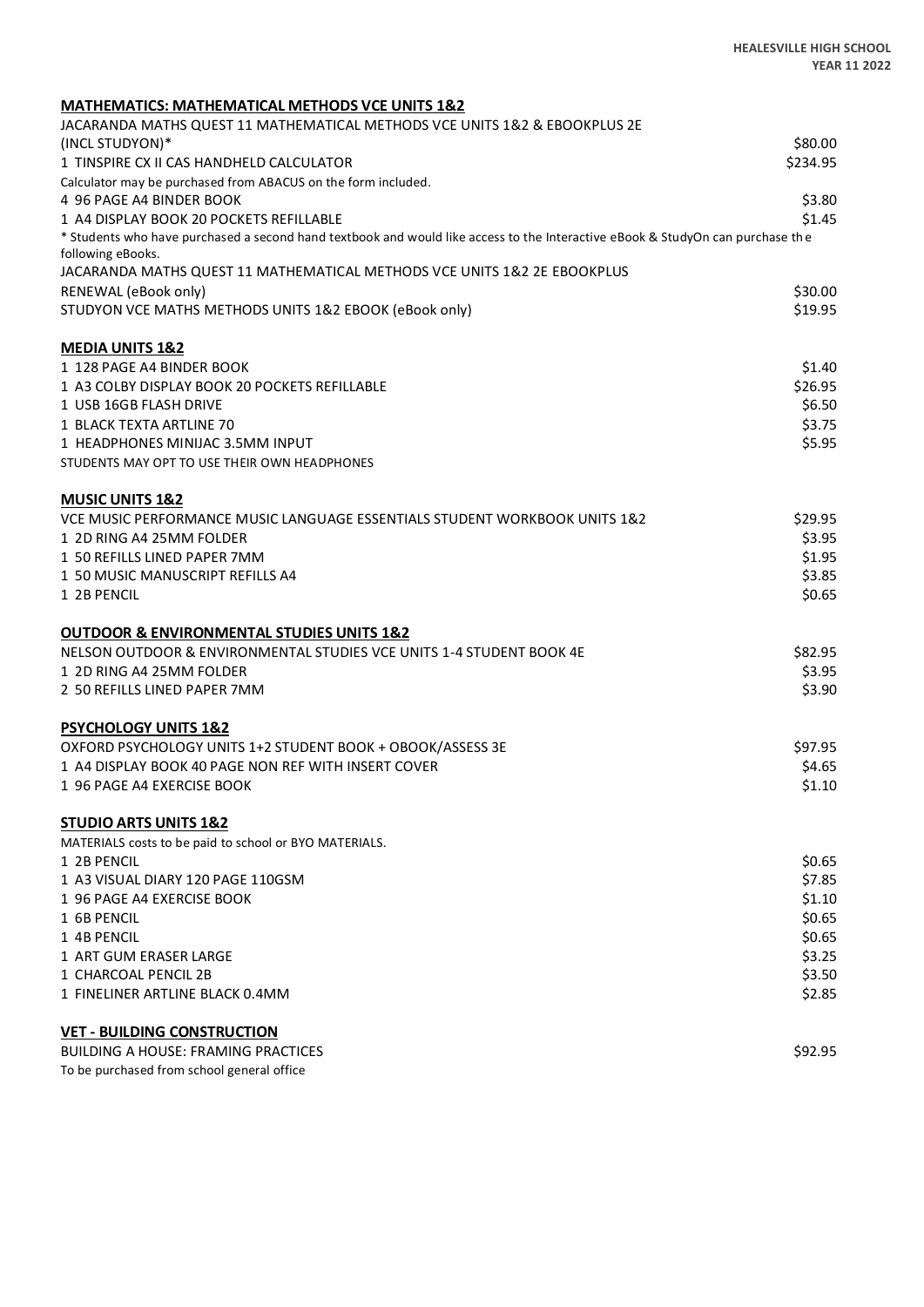## MATHEMATICS: MATHEMATICAL METHODS VCE UNITS 1&2

| Item | Price |
|---|---|
| JACARANDA MATHS QUEST 11 MATHEMATICAL METHODS VCE UNITS 1&2 & EBOOKPLUS 2E (INCL STUDYON)* | $80.00 |
| 1 TINSPIRE CX II CAS HANDHELD CALCULATOR | $234.95 |
| Calculator may be purchased from ABACUS on the form included. | |
| 4 96 PAGE A4 BINDER BOOK | $3.80 |
| 1 A4 DISPLAY BOOK 20 POCKETS REFILLABLE | $1.45 |

* Students who have purchased a second hand textbook and would like access to the Interactive eBook & StudyOn can purchase the following eBooks.

| Item | Price |
|---|---|
| JACARANDA MATHS QUEST 11 MATHEMATICAL METHODS VCE UNITS 1&2 2E EBOOKPLUS RENEWAL (eBook only) | $30.00 |
| STUDYON VCE MATHS METHODS UNITS 1&2 EBOOK (eBook only) | $19.95 |

## MEDIA UNITS 1&2

| Item | Price |
|---|---|
| 1 128 PAGE A4 BINDER BOOK | $1.40 |
| 1 A3 COLBY DISPLAY BOOK 20 POCKETS REFILLABLE | $26.95 |
| 1 USB 16GB FLASH DRIVE | $6.50 |
| 1 BLACK TEXTA ARTLINE 70 | $3.75 |
| 1 HEADPHONES MINIJAC 3.5MM INPUT | $5.95 |

STUDENTS MAY OPT TO USE THEIR OWN HEADPHONES

## MUSIC UNITS 1&2

| Item | Price |
|---|---|
| VCE MUSIC PERFORMANCE MUSIC LANGUAGE ESSENTIALS STUDENT WORKBOOK UNITS 1&2 | $29.95 |
| 1 2D RING A4 25MM FOLDER | $3.95 |
| 1 50 REFILLS LINED PAPER 7MM | $1.95 |
| 1 50 MUSIC MANUSCRIPT REFILLS A4 | $3.85 |
| 1 2B PENCIL | $0.65 |

## OUTDOOR & ENVIRONMENTAL STUDIES UNITS 1&2

| Item | Price |
|---|---|
| NELSON OUTDOOR & ENVIRONMENTAL STUDIES VCE UNITS 1-4 STUDENT BOOK 4E | $82.95 |
| 1 2D RING A4 25MM FOLDER | $3.95 |
| 2 50 REFILLS LINED PAPER 7MM | $3.90 |

## PSYCHOLOGY UNITS 1&2

| Item | Price |
|---|---|
| OXFORD PSYCHOLOGY UNITS 1+2 STUDENT BOOK + OBOOK/ASSESS 3E | $97.95 |
| 1 A4 DISPLAY BOOK 40 PAGE NON REF WITH INSERT COVER | $4.65 |
| 1 96 PAGE A4 EXERCISE BOOK | $1.10 |

## STUDIO ARTS UNITS 1&2

MATERIALS costs to be paid to school or BYO MATERIALS.

| Item | Price |
|---|---|
| 1 2B PENCIL | $0.65 |
| 1 A3 VISUAL DIARY 120 PAGE 110GSM | $7.85 |
| 1 96 PAGE A4 EXERCISE BOOK | $1.10 |
| 1 6B PENCIL | $0.65 |
| 1 4B PENCIL | $0.65 |
| 1 ART GUM ERASER LARGE | $3.25 |
| 1 CHARCOAL PENCIL 2B | $3.50 |
| 1 FINELINER ARTLINE BLACK 0.4MM | $2.85 |

## VET - BUILDING CONSTRUCTION

| Item | Price |
|---|---|
| BUILDING A HOUSE: FRAMING PRACTICES | $92.95 |

To be purchased from school general office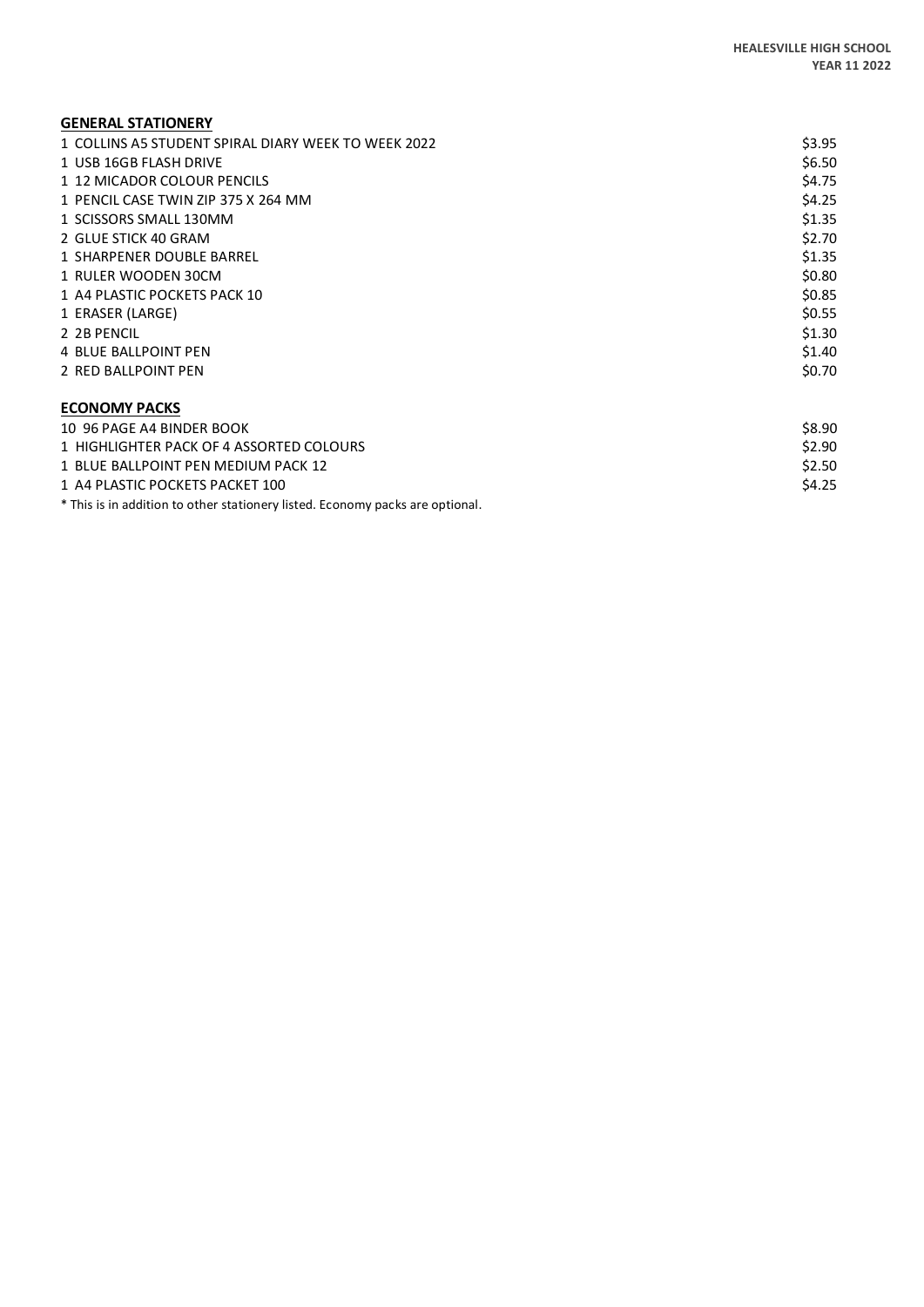**HEALESVILLE HIGH SCHOOL**
**YEAR 11 2022**

## GENERAL STATIONERY

| | |
|---|---|
| 1 COLLINS A5 STUDENT SPIRAL DIARY WEEK TO WEEK 2022 | $3.95 |
| 1 USB 16GB FLASH DRIVE | $6.50 |
| 1 12 MICADOR COLOUR PENCILS | $4.75 |
| 1 PENCIL CASE TWIN ZIP 375 X 264 MM | $4.25 |
| 1 SCISSORS SMALL 130MM | $1.35 |
| 2 GLUE STICK 40 GRAM | $2.70 |
| 1 SHARPENER DOUBLE BARREL | $1.35 |
| 1 RULER WOODEN 30CM | $0.80 |
| 1 A4 PLASTIC POCKETS PACK 10 | $0.85 |
| 1 ERASER (LARGE) | $0.55 |
| 2 2B PENCIL | $1.30 |
| 4 BLUE BALLPOINT PEN | $1.40 |
| 2 RED BALLPOINT PEN | $0.70 |

## ECONOMY PACKS

| | |
|---|---|
| 10 96 PAGE A4 BINDER BOOK | $8.90 |
| 1 HIGHLIGHTER PACK OF 4 ASSORTED COLOURS | $2.90 |
| 1 BLUE BALLPOINT PEN MEDIUM PACK 12 | $2.50 |
| 1 A4 PLASTIC POCKETS PACKET 100 | $4.25 |

* This is in addition to other stationery listed. Economy packs are optional.